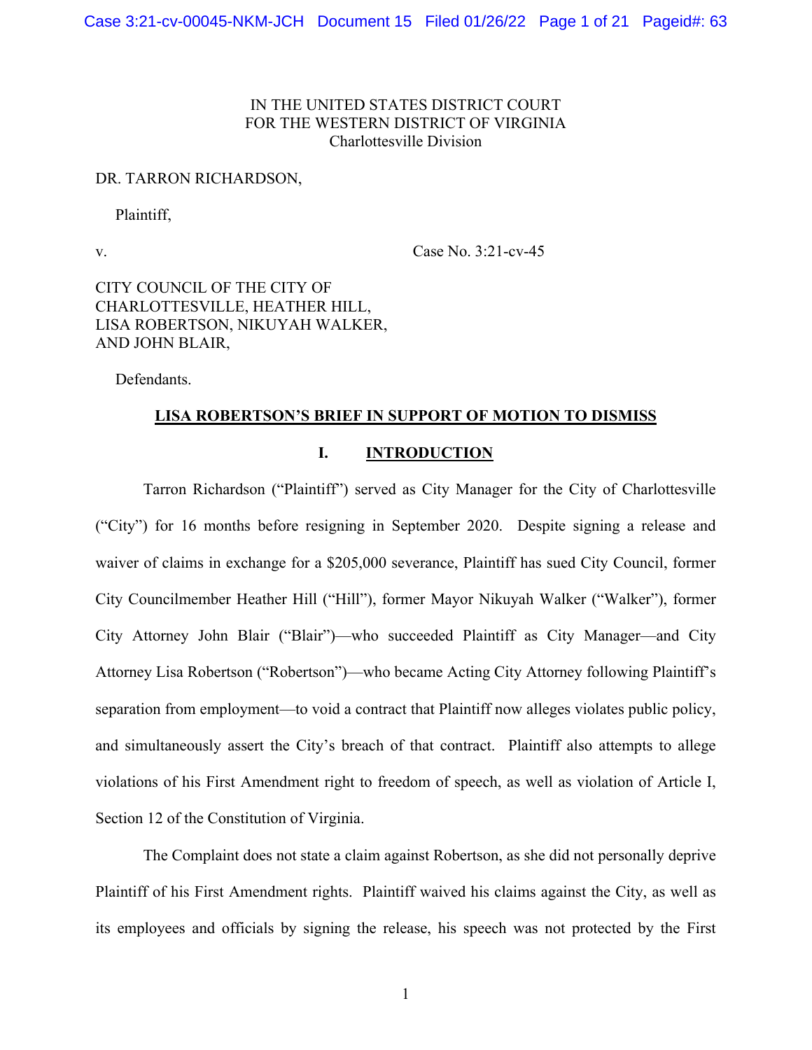IN THE UNITED STATES DISTRICT COURT
FOR THE WESTERN DISTRICT OF VIRGINIA
Charlottesville Division

DR. TARRON RICHARDSON,

Plaintiff,

v. Case No. 3:21-cv-45

CITY COUNCIL OF THE CITY OF CHARLOTTESVILLE, HEATHER HILL, LISA ROBERTSON, NIKUYAH WALKER, AND JOHN BLAIR,

Defendants.

**LISA ROBERTSON'S BRIEF IN SUPPORT OF MOTION TO DISMISS**

## I. INTRODUCTION

Tarron Richardson ("Plaintiff") served as City Manager for the City of Charlottesville ("City") for 16 months before resigning in September 2020. Despite signing a release and waiver of claims in exchange for a $205,000 severance, Plaintiff has sued City Council, former City Councilmember Heather Hill ("Hill"), former Mayor Nikuyah Walker ("Walker"), former City Attorney John Blair ("Blair")—who succeeded Plaintiff as City Manager—and City Attorney Lisa Robertson ("Robertson")—who became Acting City Attorney following Plaintiff's separation from employment—to void a contract that Plaintiff now alleges violates public policy, and simultaneously assert the City's breach of that contract. Plaintiff also attempts to allege violations of his First Amendment right to freedom of speech, as well as violation of Article I, Section 12 of the Constitution of Virginia.

The Complaint does not state a claim against Robertson, as she did not personally deprive Plaintiff of his First Amendment rights. Plaintiff waived his claims against the City, as well as its employees and officials by signing the release, his speech was not protected by the First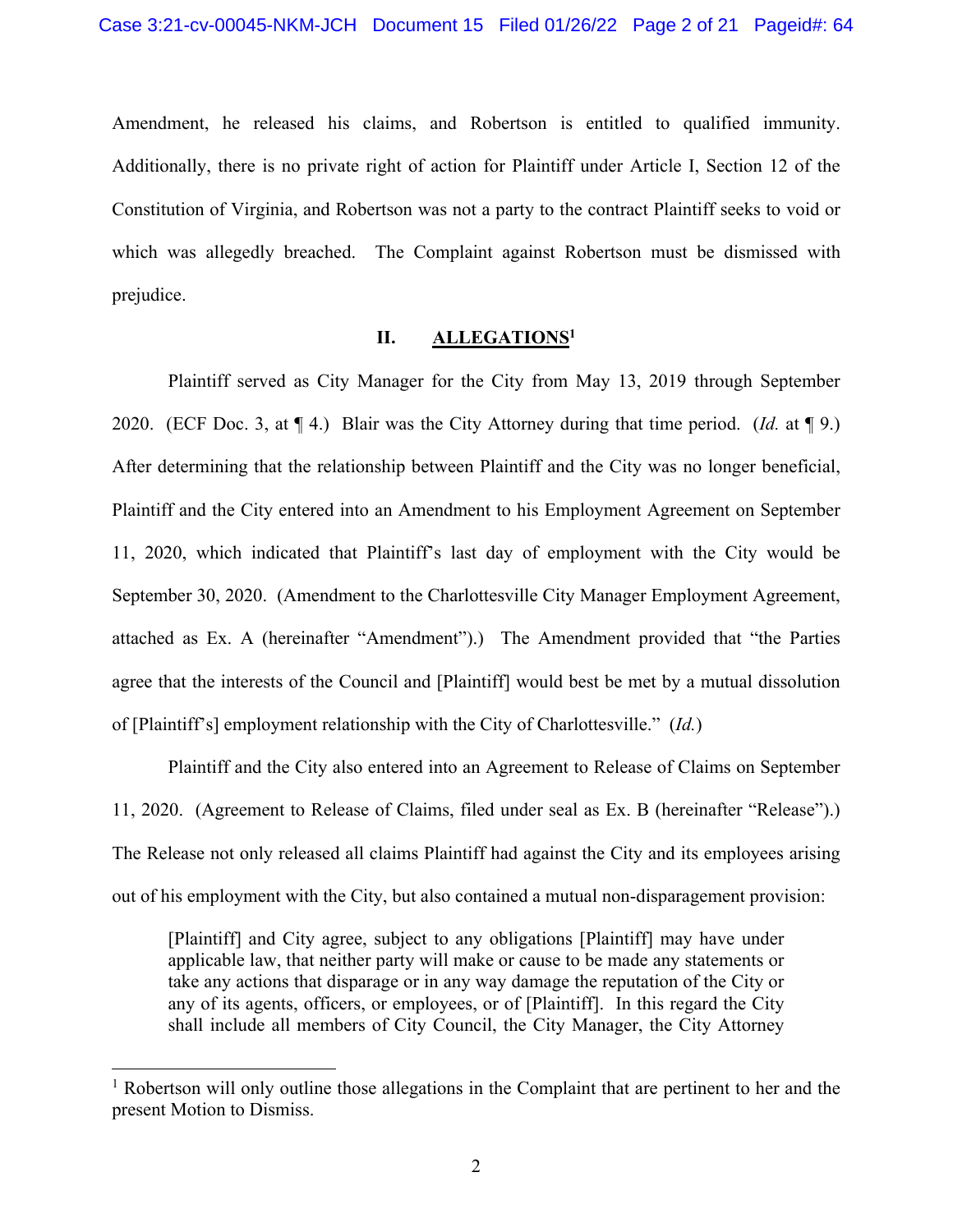Amendment, he released his claims, and Robertson is entitled to qualified immunity. Additionally, there is no private right of action for Plaintiff under Article I, Section 12 of the Constitution of Virginia, and Robertson was not a party to the contract Plaintiff seeks to void or which was allegedly breached. The Complaint against Robertson must be dismissed with prejudice.

## II. ALLEGATIONS[1]

Plaintiff served as City Manager for the City from May 13, 2019 through September 2020. (ECF Doc. 3, at ¶ 4.) Blair was the City Attorney during that time period. (*Id.* at ¶ 9.) After determining that the relationship between Plaintiff and the City was no longer beneficial, Plaintiff and the City entered into an Amendment to his Employment Agreement on September 11, 2020, which indicated that Plaintiff's last day of employment with the City would be September 30, 2020. (Amendment to the Charlottesville City Manager Employment Agreement, attached as Ex. A (hereinafter "Amendment").) The Amendment provided that "the Parties agree that the interests of the Council and [Plaintiff] would best be met by a mutual dissolution of [Plaintiff's] employment relationship with the City of Charlottesville." (*Id.*)

Plaintiff and the City also entered into an Agreement to Release of Claims on September 11, 2020. (Agreement to Release of Claims, filed under seal as Ex. B (hereinafter "Release").) The Release not only released all claims Plaintiff had against the City and its employees arising out of his employment with the City, but also contained a mutual non-disparagement provision:

> [Plaintiff] and City agree, subject to any obligations [Plaintiff] may have under applicable law, that neither party will make or cause to be made any statements or take any actions that disparage or in any way damage the reputation of the City or any of its agents, officers, or employees, or of [Plaintiff]. In this regard the City shall include all members of City Council, the City Manager, the City Attorney

[1] Robertson will only outline those allegations in the Complaint that are pertinent to her and the present Motion to Dismiss.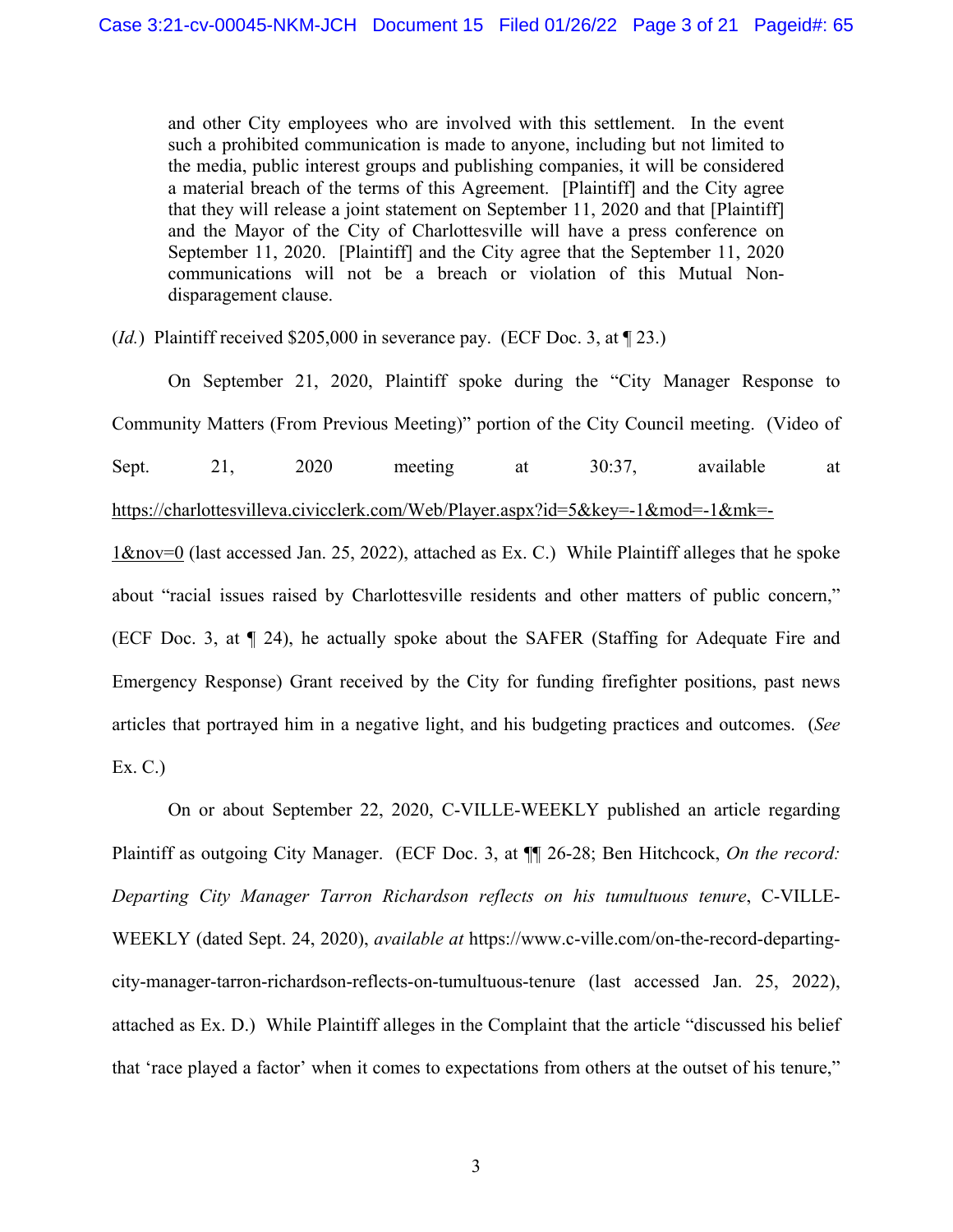> and other City employees who are involved with this settlement. In the event such a prohibited communication is made to anyone, including but not limited to the media, public interest groups and publishing companies, it will be considered a material breach of the terms of this Agreement. [Plaintiff] and the City agree that they will release a joint statement on September 11, 2020 and that [Plaintiff] and the Mayor of the City of Charlottesville will have a press conference on September 11, 2020. [Plaintiff] and the City agree that the September 11, 2020 communications will not be a breach or violation of this Mutual Non-disparagement clause.

(*Id.*) Plaintiff received $205,000 in severance pay. (ECF Doc. 3, at ¶ 23.)

On September 21, 2020, Plaintiff spoke during the "City Manager Response to Community Matters (From Previous Meeting)" portion of the City Council meeting. (Video of Sept. 21, 2020 meeting at 30:37, available at https://charlottesvilleva.civicclerk.com/Web/Player.aspx?id=5&key=-1&mod=-1&mk=-1&nov=0 (last accessed Jan. 25, 2022), attached as Ex. C.) While Plaintiff alleges that he spoke about "racial issues raised by Charlottesville residents and other matters of public concern," (ECF Doc. 3, at ¶ 24), he actually spoke about the SAFER (Staffing for Adequate Fire and Emergency Response) Grant received by the City for funding firefighter positions, past news articles that portrayed him in a negative light, and his budgeting practices and outcomes. (*See* Ex. C.)

On or about September 22, 2020, C-VILLE-WEEKLY published an article regarding Plaintiff as outgoing City Manager. (ECF Doc. 3, at ¶¶ 26-28; Ben Hitchcock, *On the record: Departing City Manager Tarron Richardson reflects on his tumultuous tenure*, C-VILLE-WEEKLY (dated Sept. 24, 2020), *available at* https://www.c-ville.com/on-the-record-departing-city-manager-tarron-richardson-reflects-on-tumultuous-tenure (last accessed Jan. 25, 2022), attached as Ex. D.) While Plaintiff alleges in the Complaint that the article "discussed his belief that 'race played a factor' when it comes to expectations from others at the outset of his tenure,"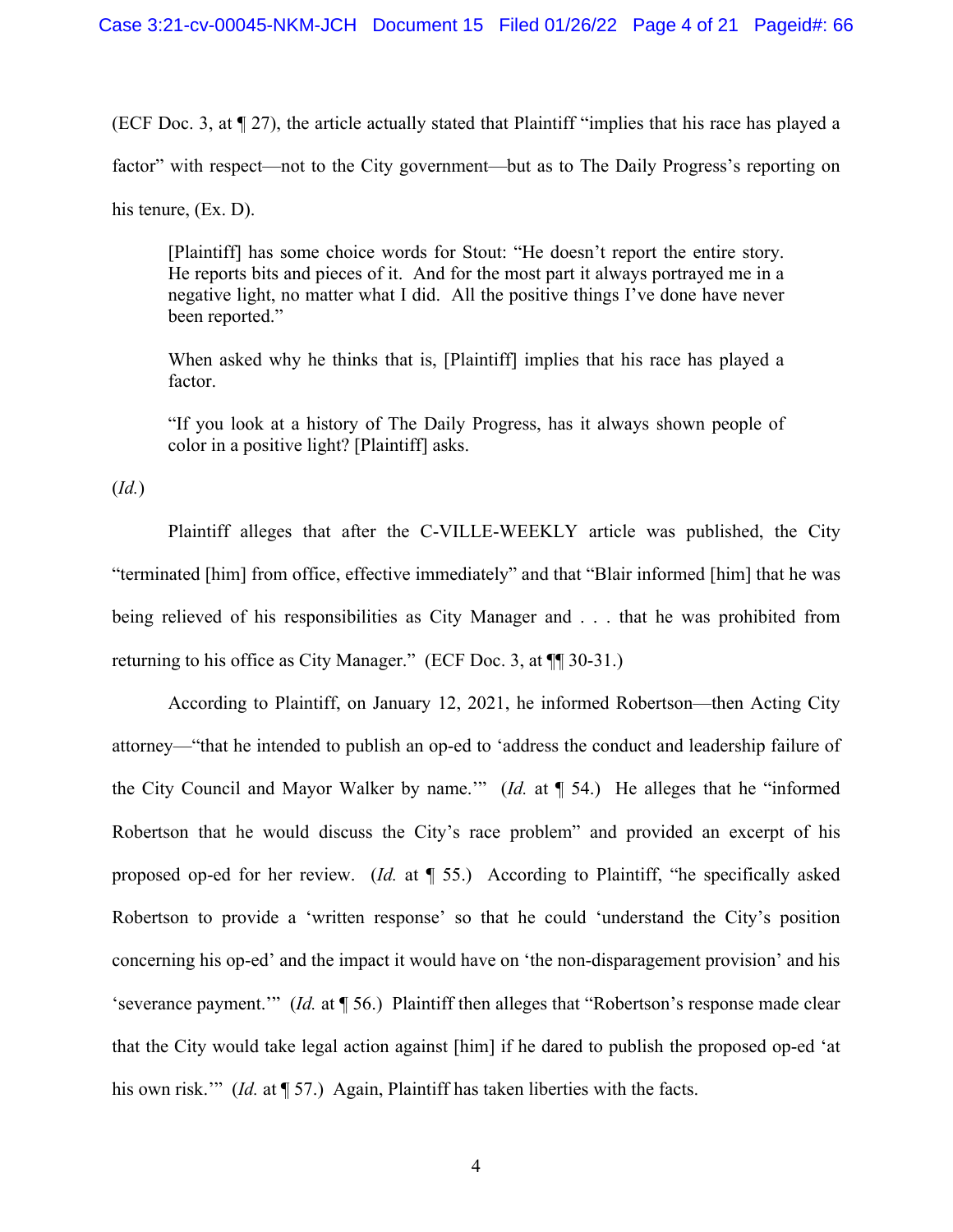(ECF Doc. 3, at ¶ 27), the article actually stated that Plaintiff "implies that his race has played a factor" with respect—not to the City government—but as to The Daily Progress's reporting on his tenure, (Ex. D).

> [Plaintiff] has some choice words for Stout: "He doesn't report the entire story. He reports bits and pieces of it. And for the most part it always portrayed me in a negative light, no matter what I did. All the positive things I've done have never been reported."
>
> When asked why he thinks that is, [Plaintiff] implies that his race has played a factor.
>
> "If you look at a history of The Daily Progress, has it always shown people of color in a positive light? [Plaintiff] asks.

(*Id.*)

Plaintiff alleges that after the C-VILLE-WEEKLY article was published, the City "terminated [him] from office, effective immediately" and that "Blair informed [him] that he was being relieved of his responsibilities as City Manager and . . . that he was prohibited from returning to his office as City Manager." (ECF Doc. 3, at ¶¶ 30-31.)

According to Plaintiff, on January 12, 2021, he informed Robertson—then Acting City attorney—"that he intended to publish an op-ed to 'address the conduct and leadership failure of the City Council and Mayor Walker by name.'" (*Id.* at ¶ 54.) He alleges that he "informed Robertson that he would discuss the City's race problem" and provided an excerpt of his proposed op-ed for her review. (*Id.* at ¶ 55.) According to Plaintiff, "he specifically asked Robertson to provide a 'written response' so that he could 'understand the City's position concerning his op-ed' and the impact it would have on 'the non-disparagement provision' and his 'severance payment.'" (*Id.* at ¶ 56.) Plaintiff then alleges that "Robertson's response made clear that the City would take legal action against [him] if he dared to publish the proposed op-ed 'at his own risk.'" (*Id.* at ¶ 57.) Again, Plaintiff has taken liberties with the facts.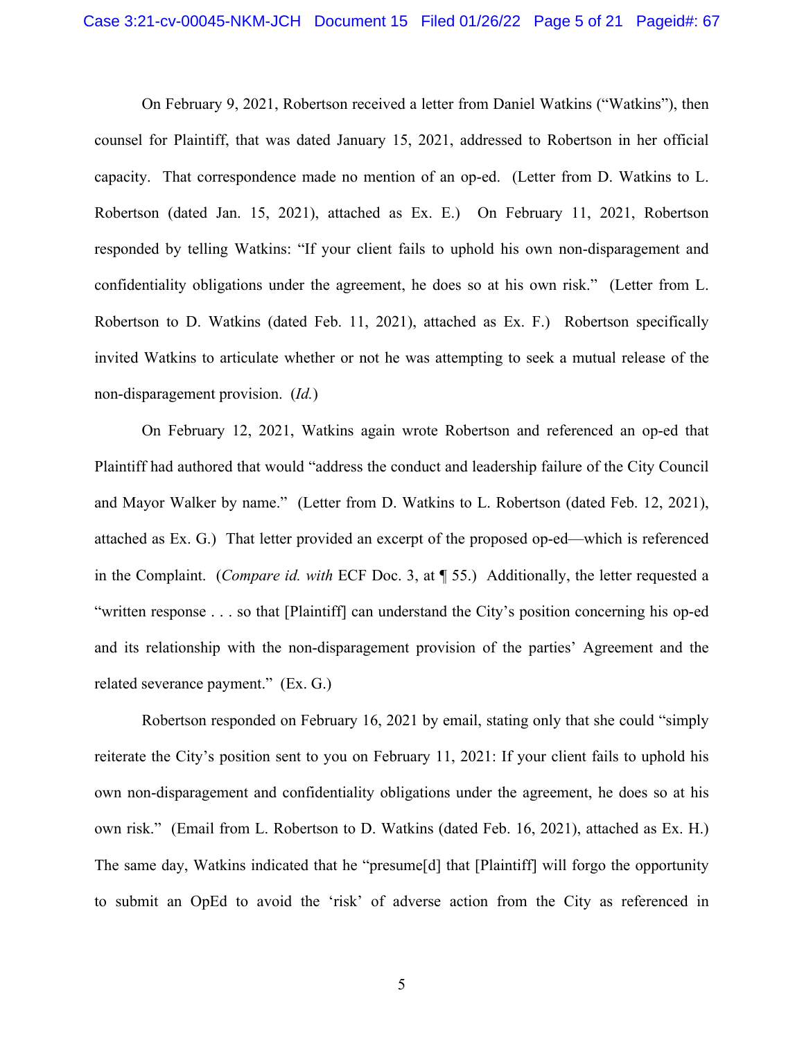On February 9, 2021, Robertson received a letter from Daniel Watkins ("Watkins"), then counsel for Plaintiff, that was dated January 15, 2021, addressed to Robertson in her official capacity. That correspondence made no mention of an op-ed. (Letter from D. Watkins to L. Robertson (dated Jan. 15, 2021), attached as Ex. E.) On February 11, 2021, Robertson responded by telling Watkins: "If your client fails to uphold his own non-disparagement and confidentiality obligations under the agreement, he does so at his own risk." (Letter from L. Robertson to D. Watkins (dated Feb. 11, 2021), attached as Ex. F.) Robertson specifically invited Watkins to articulate whether or not he was attempting to seek a mutual release of the non-disparagement provision. (*Id.*)

On February 12, 2021, Watkins again wrote Robertson and referenced an op-ed that Plaintiff had authored that would "address the conduct and leadership failure of the City Council and Mayor Walker by name." (Letter from D. Watkins to L. Robertson (dated Feb. 12, 2021), attached as Ex. G.) That letter provided an excerpt of the proposed op-ed—which is referenced in the Complaint. (*Compare id. with* ECF Doc. 3, at ¶ 55.) Additionally, the letter requested a "written response . . . so that [Plaintiff] can understand the City's position concerning his op-ed and its relationship with the non-disparagement provision of the parties' Agreement and the related severance payment." (Ex. G.)

Robertson responded on February 16, 2021 by email, stating only that she could "simply reiterate the City's position sent to you on February 11, 2021: If your client fails to uphold his own non-disparagement and confidentiality obligations under the agreement, he does so at his own risk." (Email from L. Robertson to D. Watkins (dated Feb. 16, 2021), attached as Ex. H.) The same day, Watkins indicated that he "presume[d] that [Plaintiff] will forgo the opportunity to submit an OpEd to avoid the 'risk' of adverse action from the City as referenced in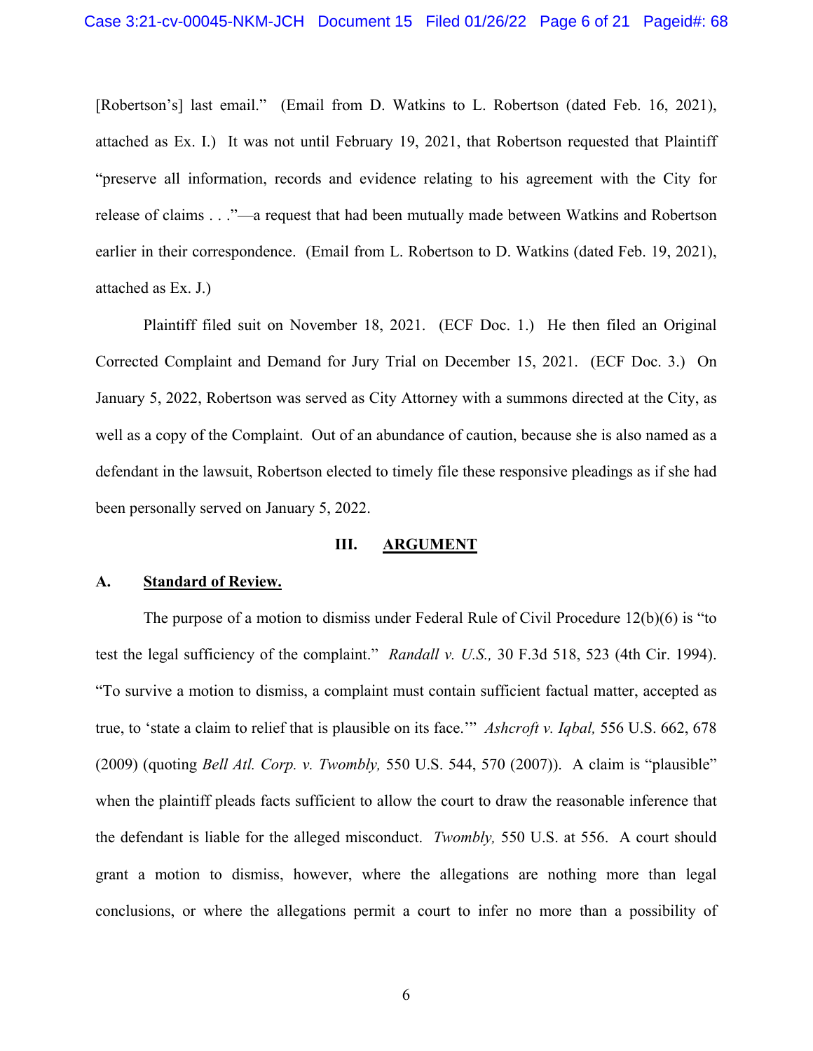[Robertson's] last email." (Email from D. Watkins to L. Robertson (dated Feb. 16, 2021), attached as Ex. I.) It was not until February 19, 2021, that Robertson requested that Plaintiff "preserve all information, records and evidence relating to his agreement with the City for release of claims . . ."—a request that had been mutually made between Watkins and Robertson earlier in their correspondence. (Email from L. Robertson to D. Watkins (dated Feb. 19, 2021), attached as Ex. J.)

Plaintiff filed suit on November 18, 2021. (ECF Doc. 1.) He then filed an Original Corrected Complaint and Demand for Jury Trial on December 15, 2021. (ECF Doc. 3.) On January 5, 2022, Robertson was served as City Attorney with a summons directed at the City, as well as a copy of the Complaint. Out of an abundance of caution, because she is also named as a defendant in the lawsuit, Robertson elected to timely file these responsive pleadings as if she had been personally served on January 5, 2022.

## III. ARGUMENT

### A. Standard of Review.

The purpose of a motion to dismiss under Federal Rule of Civil Procedure 12(b)(6) is "to test the legal sufficiency of the complaint." *Randall v. U.S.,* 30 F.3d 518, 523 (4th Cir. 1994). "To survive a motion to dismiss, a complaint must contain sufficient factual matter, accepted as true, to 'state a claim to relief that is plausible on its face.'" *Ashcroft v. Iqbal,* 556 U.S. 662, 678 (2009) (quoting *Bell Atl. Corp. v. Twombly,* 550 U.S. 544, 570 (2007)). A claim is "plausible" when the plaintiff pleads facts sufficient to allow the court to draw the reasonable inference that the defendant is liable for the alleged misconduct. *Twombly,* 550 U.S. at 556. A court should grant a motion to dismiss, however, where the allegations are nothing more than legal conclusions, or where the allegations permit a court to infer no more than a possibility of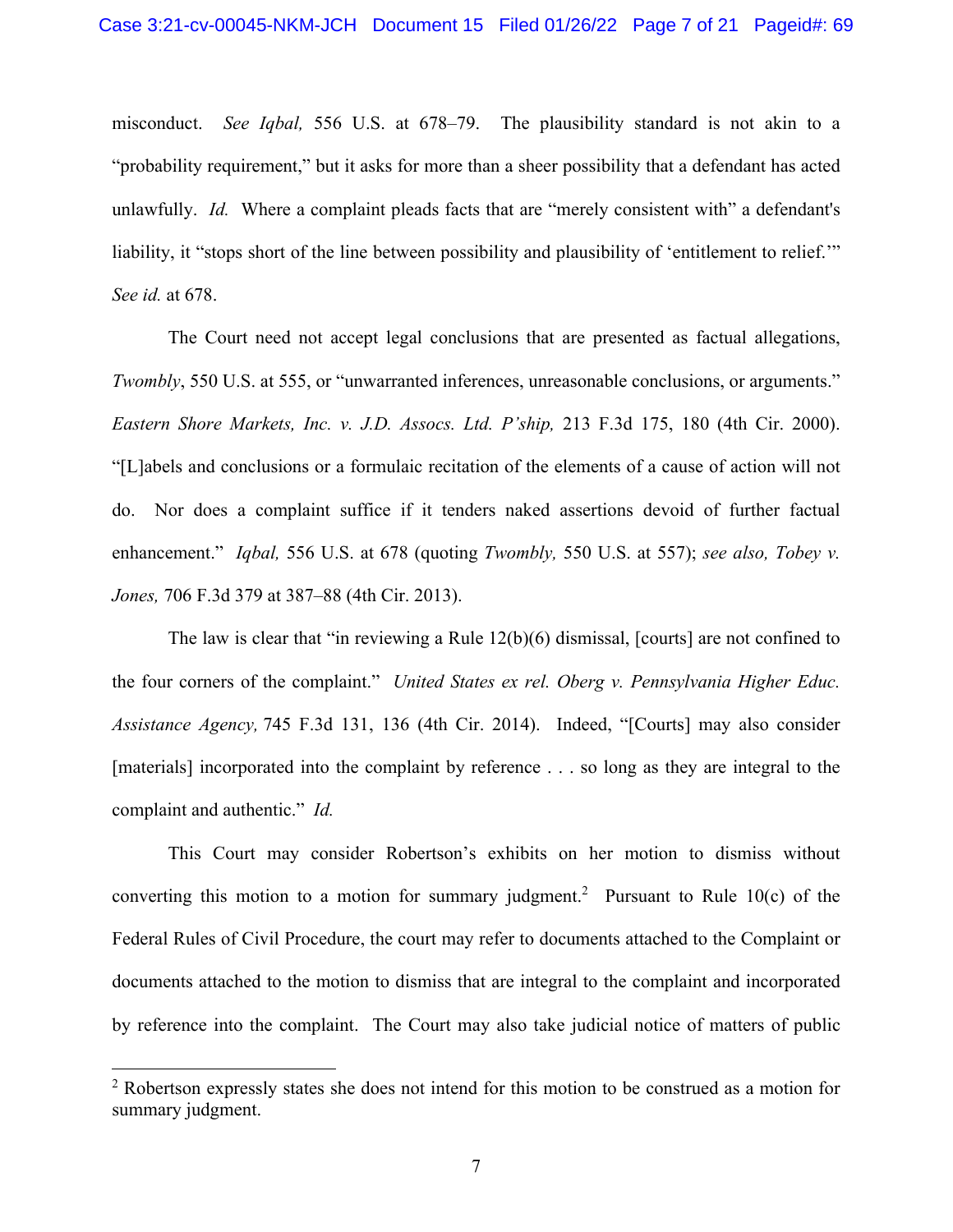misconduct. *See Iqbal,* 556 U.S. at 678–79. The plausibility standard is not akin to a "probability requirement," but it asks for more than a sheer possibility that a defendant has acted unlawfully. *Id.* Where a complaint pleads facts that are "merely consistent with" a defendant's liability, it "stops short of the line between possibility and plausibility of 'entitlement to relief.'" *See id.* at 678.

The Court need not accept legal conclusions that are presented as factual allegations, *Twombly*, 550 U.S. at 555, or "unwarranted inferences, unreasonable conclusions, or arguments." *Eastern Shore Markets, Inc. v. J.D. Assocs. Ltd. P'ship,* 213 F.3d 175, 180 (4th Cir. 2000). "[L]abels and conclusions or a formulaic recitation of the elements of a cause of action will not do. Nor does a complaint suffice if it tenders naked assertions devoid of further factual enhancement." *Iqbal,* 556 U.S. at 678 (quoting *Twombly,* 550 U.S. at 557); *see also, Tobey v. Jones,* 706 F.3d 379 at 387–88 (4th Cir. 2013).

The law is clear that "in reviewing a Rule 12(b)(6) dismissal, [courts] are not confined to the four corners of the complaint." *United States ex rel. Oberg v. Pennsylvania Higher Educ. Assistance Agency,* 745 F.3d 131, 136 (4th Cir. 2014). Indeed, "[Courts] may also consider [materials] incorporated into the complaint by reference . . . so long as they are integral to the complaint and authentic." *Id.*

This Court may consider Robertson's exhibits on her motion to dismiss without converting this motion to a motion for summary judgment.[2] Pursuant to Rule 10(c) of the Federal Rules of Civil Procedure, the court may refer to documents attached to the Complaint or documents attached to the motion to dismiss that are integral to the complaint and incorporated by reference into the complaint. The Court may also take judicial notice of matters of public

[2] Robertson expressly states she does not intend for this motion to be construed as a motion for summary judgment.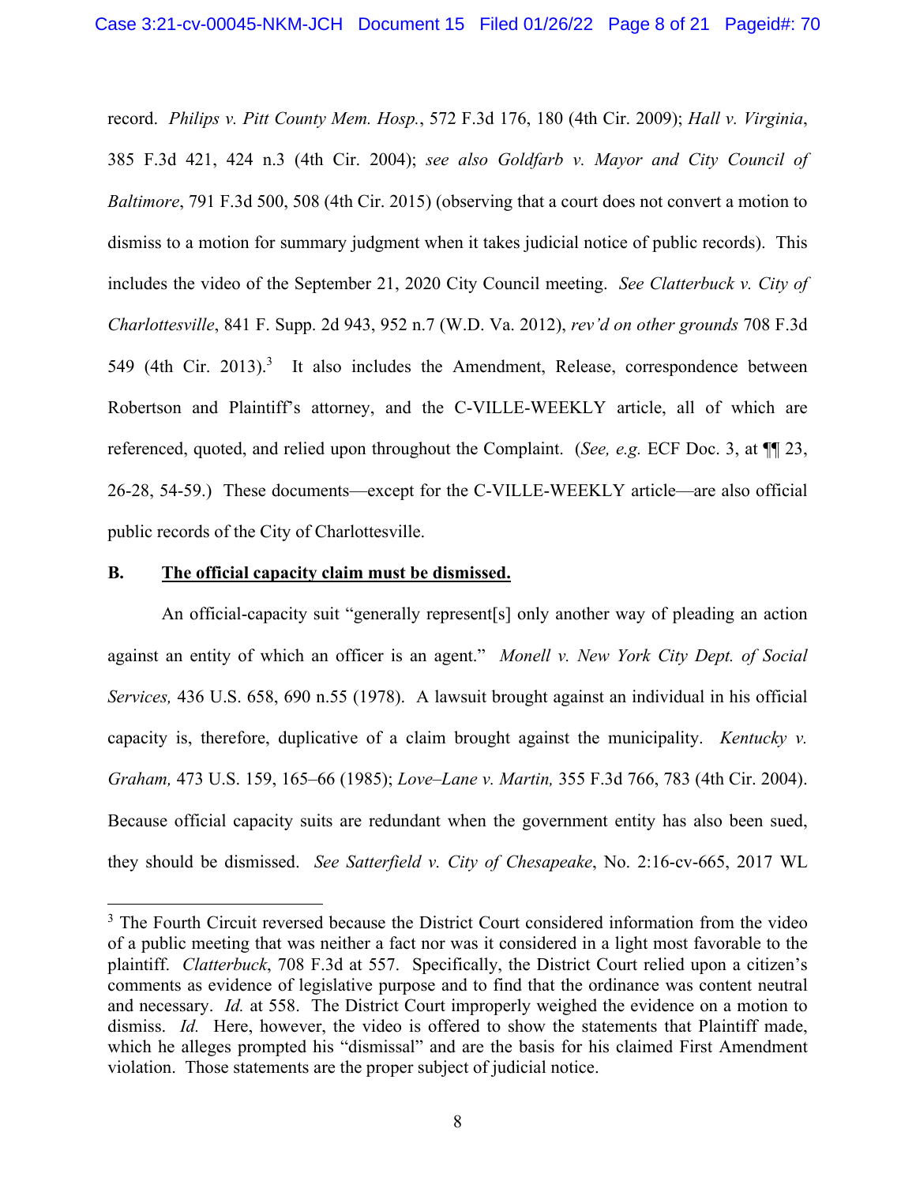record. *Philips v. Pitt County Mem. Hosp.*, 572 F.3d 176, 180 (4th Cir. 2009); *Hall v. Virginia*, 385 F.3d 421, 424 n.3 (4th Cir. 2004); *see also Goldfarb v. Mayor and City Council of Baltimore*, 791 F.3d 500, 508 (4th Cir. 2015) (observing that a court does not convert a motion to dismiss to a motion for summary judgment when it takes judicial notice of public records). This includes the video of the September 21, 2020 City Council meeting. *See Clatterbuck v. City of Charlottesville*, 841 F. Supp. 2d 943, 952 n.7 (W.D. Va. 2012), *rev'd on other grounds* 708 F.3d 549 (4th Cir. 2013).[3] It also includes the Amendment, Release, correspondence between Robertson and Plaintiff's attorney, and the C-VILLE-WEEKLY article, all of which are referenced, quoted, and relied upon throughout the Complaint. (*See, e.g.* ECF Doc. 3, at ¶¶ 23, 26-28, 54-59.) These documents—except for the C-VILLE-WEEKLY article—are also official public records of the City of Charlottesville.

**B. <u>The official capacity claim must be dismissed.</u>**

An official-capacity suit "generally represent[s] only another way of pleading an action against an entity of which an officer is an agent." *Monell v. New York City Dept. of Social Services,* 436 U.S. 658, 690 n.55 (1978). A lawsuit brought against an individual in his official capacity is, therefore, duplicative of a claim brought against the municipality. *Kentucky v. Graham,* 473 U.S. 159, 165–66 (1985); *Love–Lane v. Martin,* 355 F.3d 766, 783 (4th Cir. 2004). Because official capacity suits are redundant when the government entity has also been sued, they should be dismissed. *See Satterfield v. City of Chesapeake*, No. 2:16-cv-665, 2017 WL

---

[3] The Fourth Circuit reversed because the District Court considered information from the video of a public meeting that was neither a fact nor was it considered in a light most favorable to the plaintiff. *Clatterbuck*, 708 F.3d at 557. Specifically, the District Court relied upon a citizen's comments as evidence of legislative purpose and to find that the ordinance was content neutral and necessary. *Id.* at 558. The District Court improperly weighed the evidence on a motion to dismiss. *Id.* Here, however, the video is offered to show the statements that Plaintiff made, which he alleges prompted his "dismissal" and are the basis for his claimed First Amendment violation. Those statements are the proper subject of judicial notice.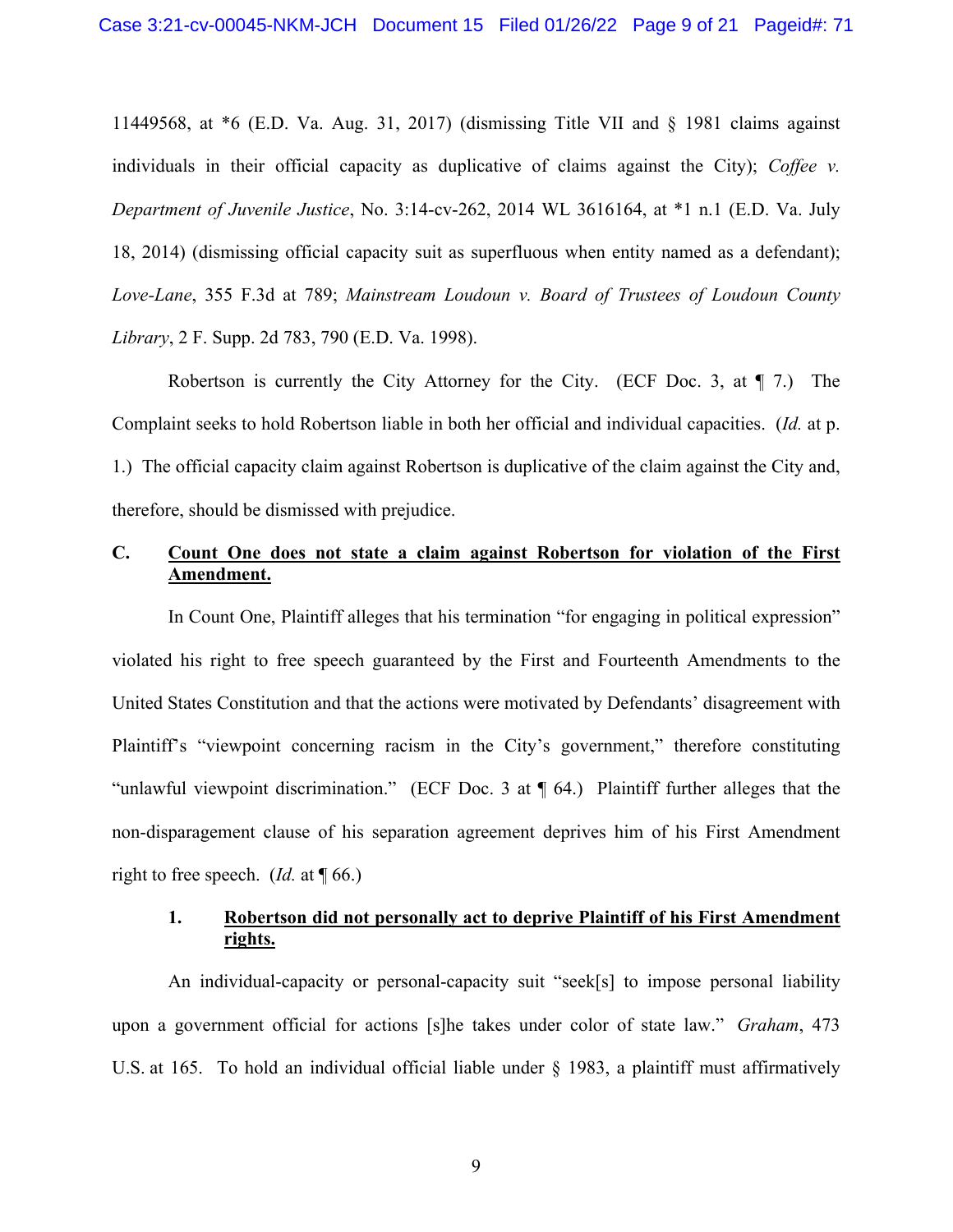11449568, at *6 (E.D. Va. Aug. 31, 2017) (dismissing Title VII and § 1981 claims against individuals in their official capacity as duplicative of claims against the City); *Coffee v. Department of Juvenile Justice*, No. 3:14-cv-262, 2014 WL 3616164, at *1 n.1 (E.D. Va. July 18, 2014) (dismissing official capacity suit as superfluous when entity named as a defendant); *Love-Lane*, 355 F.3d at 789; *Mainstream Loudoun v. Board of Trustees of Loudoun County Library*, 2 F. Supp. 2d 783, 790 (E.D. Va. 1998).

Robertson is currently the City Attorney for the City. (ECF Doc. 3, at ¶ 7.) The Complaint seeks to hold Robertson liable in both her official and individual capacities. (*Id.* at p. 1.) The official capacity claim against Robertson is duplicative of the claim against the City and, therefore, should be dismissed with prejudice.

## C. Count One does not state a claim against Robertson for violation of the First Amendment.

In Count One, Plaintiff alleges that his termination "for engaging in political expression" violated his right to free speech guaranteed by the First and Fourteenth Amendments to the United States Constitution and that the actions were motivated by Defendants' disagreement with Plaintiff's "viewpoint concerning racism in the City's government," therefore constituting "unlawful viewpoint discrimination." (ECF Doc. 3 at ¶ 64.) Plaintiff further alleges that the non-disparagement clause of his separation agreement deprives him of his First Amendment right to free speech. (*Id.* at ¶ 66.)

### 1. Robertson did not personally act to deprive Plaintiff of his First Amendment rights.

An individual-capacity or personal-capacity suit "seek[s] to impose personal liability upon a government official for actions [s]he takes under color of state law." *Graham*, 473 U.S. at 165. To hold an individual official liable under § 1983, a plaintiff must affirmatively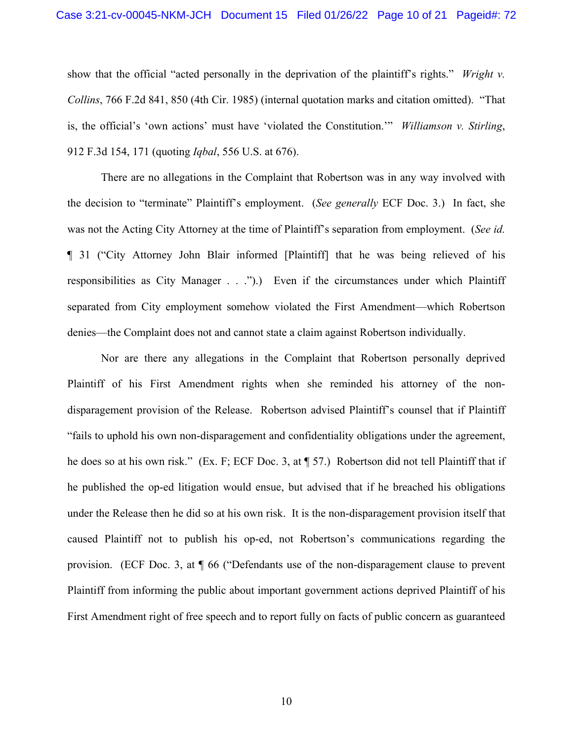show that the official "acted personally in the deprivation of the plaintiff's rights." *Wright v. Collins*, 766 F.2d 841, 850 (4th Cir. 1985) (internal quotation marks and citation omitted). "That is, the official's 'own actions' must have 'violated the Constitution.'" *Williamson v. Stirling*, 912 F.3d 154, 171 (quoting *Iqbal*, 556 U.S. at 676).

There are no allegations in the Complaint that Robertson was in any way involved with the decision to "terminate" Plaintiff's employment. (*See generally* ECF Doc. 3.) In fact, she was not the Acting City Attorney at the time of Plaintiff's separation from employment. (*See id.* ¶ 31 ("City Attorney John Blair informed [Plaintiff] that he was being relieved of his responsibilities as City Manager . . .").) Even if the circumstances under which Plaintiff separated from City employment somehow violated the First Amendment—which Robertson denies—the Complaint does not and cannot state a claim against Robertson individually.

Nor are there any allegations in the Complaint that Robertson personally deprived Plaintiff of his First Amendment rights when she reminded his attorney of the non-disparagement provision of the Release. Robertson advised Plaintiff's counsel that if Plaintiff "fails to uphold his own non-disparagement and confidentiality obligations under the agreement, he does so at his own risk." (Ex. F; ECF Doc. 3, at ¶ 57.) Robertson did not tell Plaintiff that if he published the op-ed litigation would ensue, but advised that if he breached his obligations under the Release then he did so at his own risk. It is the non-disparagement provision itself that caused Plaintiff not to publish his op-ed, not Robertson's communications regarding the provision. (ECF Doc. 3, at ¶ 66 ("Defendants use of the non-disparagement clause to prevent Plaintiff from informing the public about important government actions deprived Plaintiff of his First Amendment right of free speech and to report fully on facts of public concern as guaranteed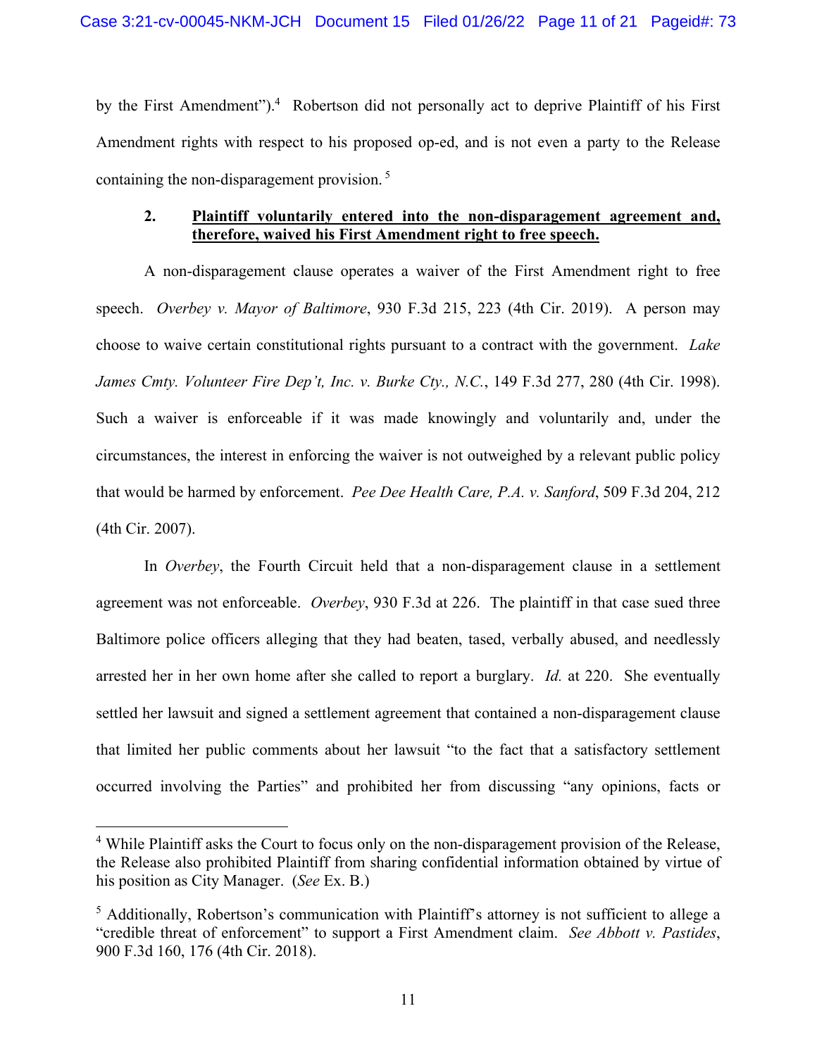by the First Amendment").[4] Robertson did not personally act to deprive Plaintiff of his First Amendment rights with respect to his proposed op-ed, and is not even a party to the Release containing the non-disparagement provision.[5]

**2. <u>Plaintiff voluntarily entered into the non-disparagement agreement and, therefore, waived his First Amendment right to free speech.</u>**

A non-disparagement clause operates a waiver of the First Amendment right to free speech. *Overbey v. Mayor of Baltimore*, 930 F.3d 215, 223 (4th Cir. 2019). A person may choose to waive certain constitutional rights pursuant to a contract with the government. *Lake James Cmty. Volunteer Fire Dep't, Inc. v. Burke Cty., N.C.*, 149 F.3d 277, 280 (4th Cir. 1998). Such a waiver is enforceable if it was made knowingly and voluntarily and, under the circumstances, the interest in enforcing the waiver is not outweighed by a relevant public policy that would be harmed by enforcement. *Pee Dee Health Care, P.A. v. Sanford*, 509 F.3d 204, 212 (4th Cir. 2007).

In *Overbey*, the Fourth Circuit held that a non-disparagement clause in a settlement agreement was not enforceable. *Overbey*, 930 F.3d at 226. The plaintiff in that case sued three Baltimore police officers alleging that they had beaten, tased, verbally abused, and needlessly arrested her in her own home after she called to report a burglary. *Id.* at 220. She eventually settled her lawsuit and signed a settlement agreement that contained a non-disparagement clause that limited her public comments about her lawsuit "to the fact that a satisfactory settlement occurred involving the Parties" and prohibited her from discussing "any opinions, facts or

---

[4] While Plaintiff asks the Court to focus only on the non-disparagement provision of the Release, the Release also prohibited Plaintiff from sharing confidential information obtained by virtue of his position as City Manager. (*See* Ex. B.)

[5] Additionally, Robertson's communication with Plaintiff's attorney is not sufficient to allege a "credible threat of enforcement" to support a First Amendment claim. *See Abbott v. Pastides*, 900 F.3d 160, 176 (4th Cir. 2018).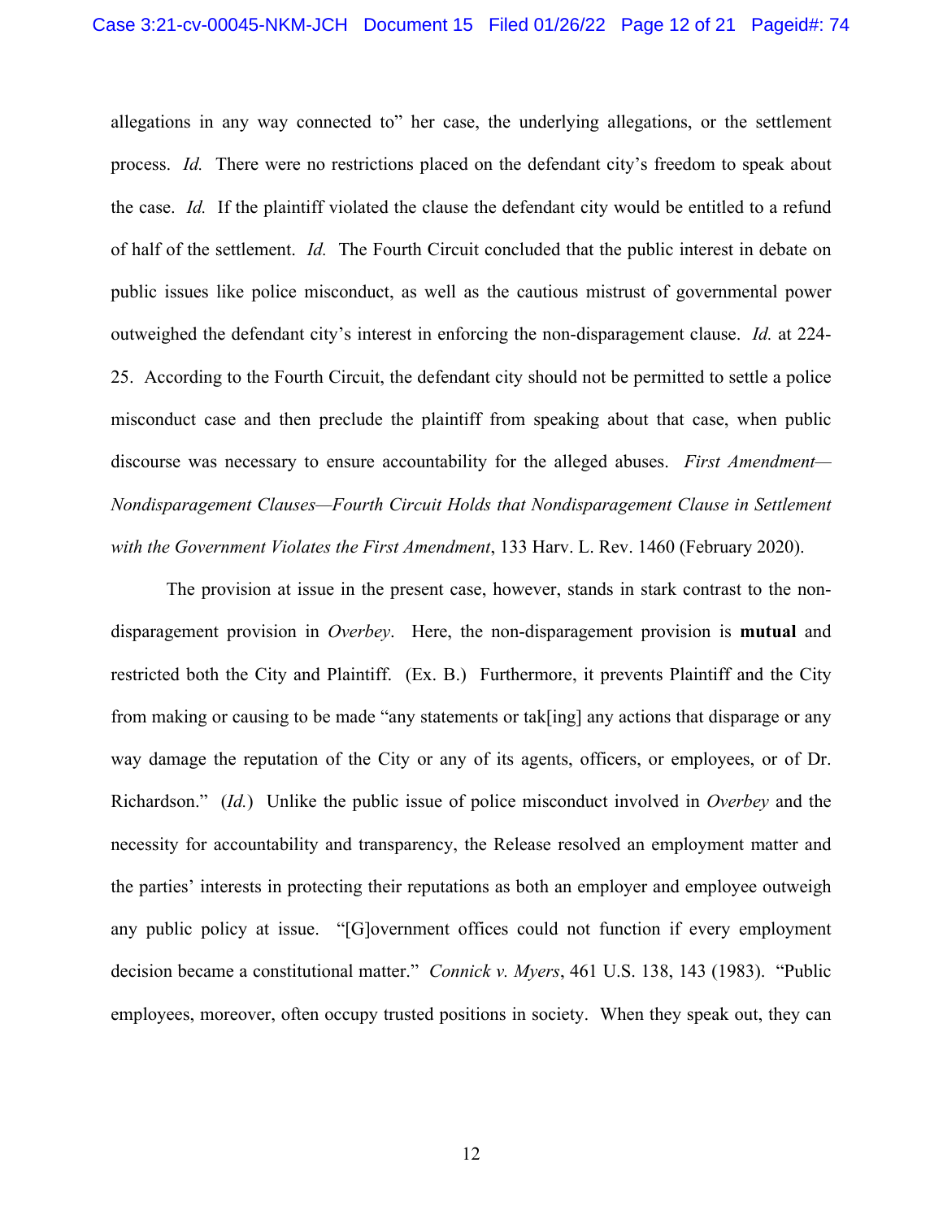allegations in any way connected to" her case, the underlying allegations, or the settlement process. *Id.* There were no restrictions placed on the defendant city's freedom to speak about the case. *Id.* If the plaintiff violated the clause the defendant city would be entitled to a refund of half of the settlement. *Id.* The Fourth Circuit concluded that the public interest in debate on public issues like police misconduct, as well as the cautious mistrust of governmental power outweighed the defendant city's interest in enforcing the non-disparagement clause. *Id.* at 224-25. According to the Fourth Circuit, the defendant city should not be permitted to settle a police misconduct case and then preclude the plaintiff from speaking about that case, when public discourse was necessary to ensure accountability for the alleged abuses. *First Amendment—Nondisparagement Clauses—Fourth Circuit Holds that Nondisparagement Clause in Settlement with the Government Violates the First Amendment*, 133 Harv. L. Rev. 1460 (February 2020).

The provision at issue in the present case, however, stands in stark contrast to the non-disparagement provision in *Overbey*. Here, the non-disparagement provision is **mutual** and restricted both the City and Plaintiff. (Ex. B.) Furthermore, it prevents Plaintiff and the City from making or causing to be made "any statements or tak[ing] any actions that disparage or any way damage the reputation of the City or any of its agents, officers, or employees, or of Dr. Richardson." (*Id.*) Unlike the public issue of police misconduct involved in *Overbey* and the necessity for accountability and transparency, the Release resolved an employment matter and the parties' interests in protecting their reputations as both an employer and employee outweigh any public policy at issue. "[G]overnment offices could not function if every employment decision became a constitutional matter." *Connick v. Myers*, 461 U.S. 138, 143 (1983). "Public employees, moreover, often occupy trusted positions in society. When they speak out, they can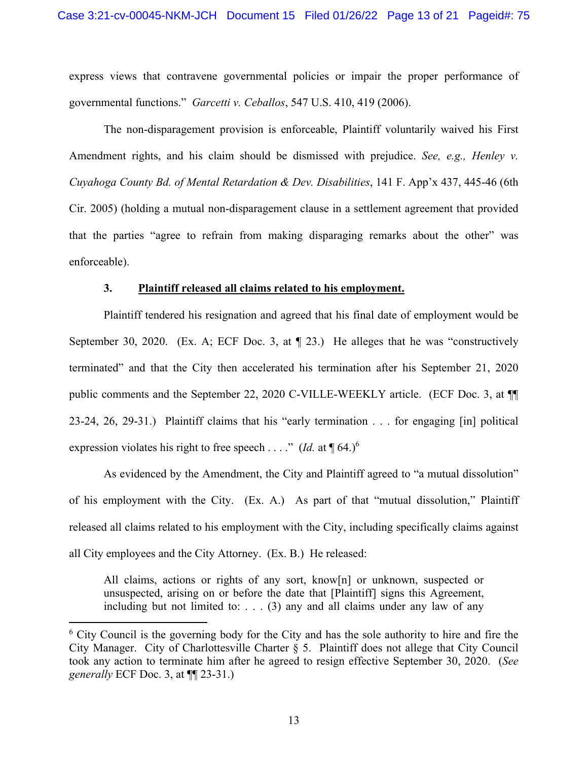express views that contravene governmental policies or impair the proper performance of governmental functions." *Garcetti v. Ceballos*, 547 U.S. 410, 419 (2006).

The non-disparagement provision is enforceable, Plaintiff voluntarily waived his First Amendment rights, and his claim should be dismissed with prejudice. *See, e.g., Henley v. Cuyahoga County Bd. of Mental Retardation & Dev. Disabilities*, 141 F. App'x 437, 445-46 (6th Cir. 2005) (holding a mutual non-disparagement clause in a settlement agreement that provided that the parties "agree to refrain from making disparaging remarks about the other" was enforceable).

### 3. <u>Plaintiff released all claims related to his employment.</u>

Plaintiff tendered his resignation and agreed that his final date of employment would be September 30, 2020. (Ex. A; ECF Doc. 3, at ¶ 23.) He alleges that he was "constructively terminated" and that the City then accelerated his termination after his September 21, 2020 public comments and the September 22, 2020 C-VILLE-WEEKLY article. (ECF Doc. 3, at ¶¶ 23-24, 26, 29-31.) Plaintiff claims that his "early termination . . . for engaging [in] political expression violates his right to free speech . . . ." (*Id.* at ¶ 64.)[6]

As evidenced by the Amendment, the City and Plaintiff agreed to "a mutual dissolution" of his employment with the City. (Ex. A.) As part of that "mutual dissolution," Plaintiff released all claims related to his employment with the City, including specifically claims against all City employees and the City Attorney. (Ex. B.) He released:

> All claims, actions or rights of any sort, know[n] or unknown, suspected or unsuspected, arising on or before the date that [Plaintiff] signs this Agreement, including but not limited to: . . . (3) any and all claims under any law of any

[6] City Council is the governing body for the City and has the sole authority to hire and fire the City Manager. City of Charlottesville Charter § 5. Plaintiff does not allege that City Council took any action to terminate him after he agreed to resign effective September 30, 2020. (*See generally* ECF Doc. 3, at ¶¶ 23-31.)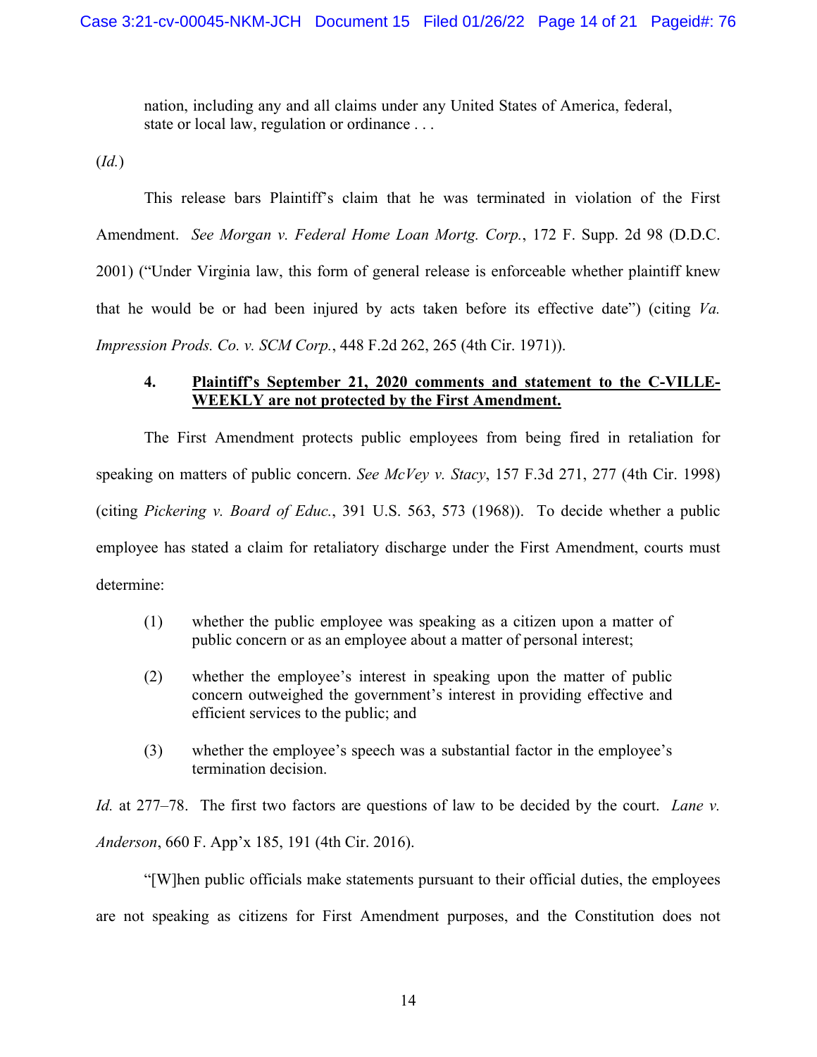> nation, including any and all claims under any United States of America, federal, state or local law, regulation or ordinance . . .

(*Id.*)

This release bars Plaintiff's claim that he was terminated in violation of the First Amendment. *See Morgan v. Federal Home Loan Mortg. Corp.*, 172 F. Supp. 2d 98 (D.D.C. 2001) ("Under Virginia law, this form of general release is enforceable whether plaintiff knew that he would be or had been injured by acts taken before its effective date") (citing *Va. Impression Prods. Co. v. SCM Corp.*, 448 F.2d 262, 265 (4th Cir. 1971)).

**4. <u>Plaintiff's September 21, 2020 comments and statement to the C-VILLE-WEEKLY are not protected by the First Amendment.</u>**

The First Amendment protects public employees from being fired in retaliation for speaking on matters of public concern. *See McVey v. Stacy*, 157 F.3d 271, 277 (4th Cir. 1998) (citing *Pickering v. Board of Educ.*, 391 U.S. 563, 573 (1968)). To decide whether a public employee has stated a claim for retaliatory discharge under the First Amendment, courts must determine:

> (1) whether the public employee was speaking as a citizen upon a matter of public concern or as an employee about a matter of personal interest;
>
> (2) whether the employee's interest in speaking upon the matter of public concern outweighed the government's interest in providing effective and efficient services to the public; and
>
> (3) whether the employee's speech was a substantial factor in the employee's termination decision.

*Id.* at 277–78. The first two factors are questions of law to be decided by the court. *Lane v. Anderson*, 660 F. App'x 185, 191 (4th Cir. 2016).

"[W]hen public officials make statements pursuant to their official duties, the employees are not speaking as citizens for First Amendment purposes, and the Constitution does not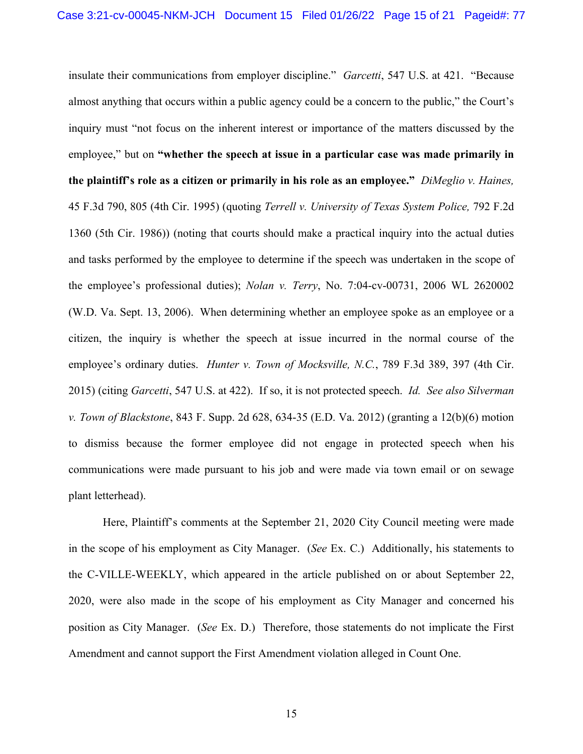insulate their communications from employer discipline." *Garcetti*, 547 U.S. at 421. "Because almost anything that occurs within a public agency could be a concern to the public," the Court's inquiry must "not focus on the inherent interest or importance of the matters discussed by the employee," but on **"whether the speech at issue in a particular case was made primarily in the plaintiff's role as a citizen or primarily in his role as an employee."** *DiMeglio v. Haines,* 45 F.3d 790, 805 (4th Cir. 1995) (quoting *Terrell v. University of Texas System Police,* 792 F.2d 1360 (5th Cir. 1986)) (noting that courts should make a practical inquiry into the actual duties and tasks performed by the employee to determine if the speech was undertaken in the scope of the employee's professional duties); *Nolan v. Terry*, No. 7:04-cv-00731, 2006 WL 2620002 (W.D. Va. Sept. 13, 2006). When determining whether an employee spoke as an employee or a citizen, the inquiry is whether the speech at issue incurred in the normal course of the employee's ordinary duties. *Hunter v. Town of Mocksville, N.C.*, 789 F.3d 389, 397 (4th Cir. 2015) (citing *Garcetti*, 547 U.S. at 422). If so, it is not protected speech. *Id. See also Silverman v. Town of Blackstone*, 843 F. Supp. 2d 628, 634-35 (E.D. Va. 2012) (granting a 12(b)(6) motion to dismiss because the former employee did not engage in protected speech when his communications were made pursuant to his job and were made via town email or on sewage plant letterhead).

Here, Plaintiff's comments at the September 21, 2020 City Council meeting were made in the scope of his employment as City Manager. (*See* Ex. C.) Additionally, his statements to the C-VILLE-WEEKLY, which appeared in the article published on or about September 22, 2020, were also made in the scope of his employment as City Manager and concerned his position as City Manager. (*See* Ex. D.) Therefore, those statements do not implicate the First Amendment and cannot support the First Amendment violation alleged in Count One.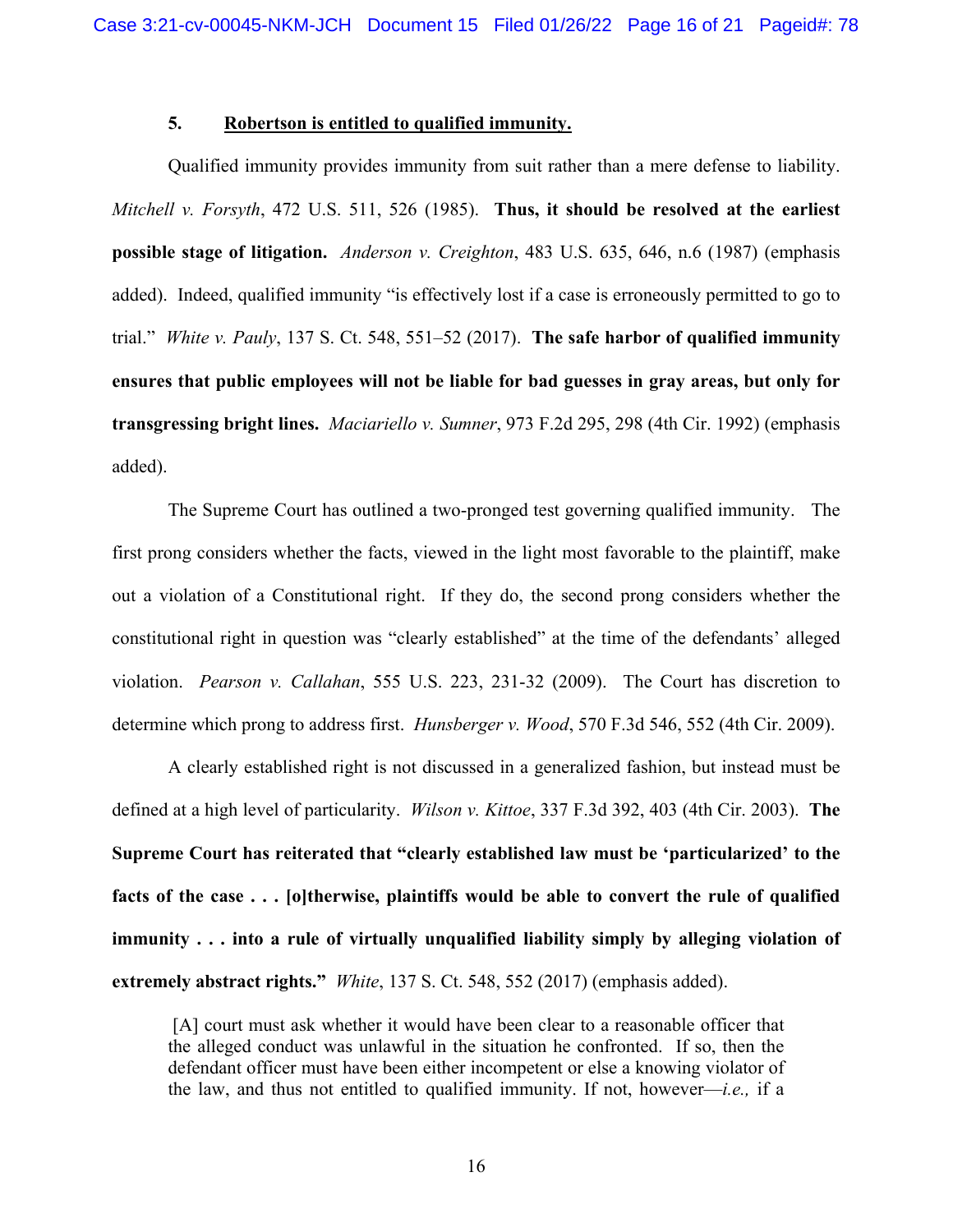### 5. **Robertson is entitled to qualified immunity.**

Qualified immunity provides immunity from suit rather than a mere defense to liability. *Mitchell v. Forsyth*, 472 U.S. 511, 526 (1985). **Thus, it should be resolved at the earliest possible stage of litigation.** *Anderson v. Creighton*, 483 U.S. 635, 646, n.6 (1987) (emphasis added). Indeed, qualified immunity "is effectively lost if a case is erroneously permitted to go to trial." *White v. Pauly*, 137 S. Ct. 548, 551–52 (2017). **The safe harbor of qualified immunity ensures that public employees will not be liable for bad guesses in gray areas, but only for transgressing bright lines.** *Maciariello v. Sumner*, 973 F.2d 295, 298 (4th Cir. 1992) (emphasis added).

The Supreme Court has outlined a two-pronged test governing qualified immunity. The first prong considers whether the facts, viewed in the light most favorable to the plaintiff, make out a violation of a Constitutional right. If they do, the second prong considers whether the constitutional right in question was "clearly established" at the time of the defendants' alleged violation. *Pearson v. Callahan*, 555 U.S. 223, 231-32 (2009). The Court has discretion to determine which prong to address first. *Hunsberger v. Wood*, 570 F.3d 546, 552 (4th Cir. 2009).

A clearly established right is not discussed in a generalized fashion, but instead must be defined at a high level of particularity. *Wilson v. Kittoe*, 337 F.3d 392, 403 (4th Cir. 2003). **The Supreme Court has reiterated that "clearly established law must be 'particularized' to the facts of the case . . . [o]therwise, plaintiffs would be able to convert the rule of qualified immunity . . . into a rule of virtually unqualified liability simply by alleging violation of extremely abstract rights."** *White*, 137 S. Ct. 548, 552 (2017) (emphasis added).

> [A] court must ask whether it would have been clear to a reasonable officer that the alleged conduct was unlawful in the situation he confronted. If so, then the defendant officer must have been either incompetent or else a knowing violator of the law, and thus not entitled to qualified immunity. If not, however—*i.e.,* if a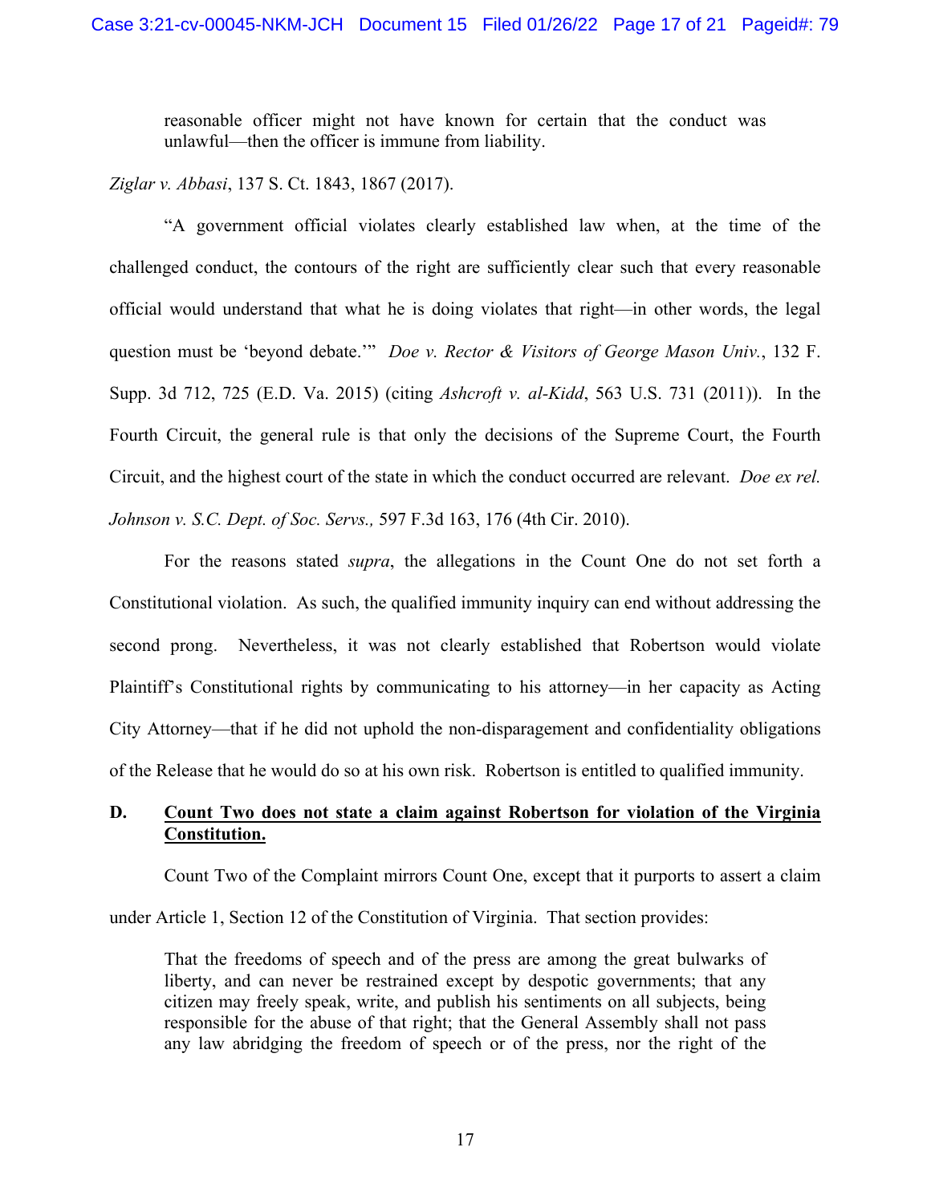> reasonable officer might not have known for certain that the conduct was unlawful—then the officer is immune from liability.

*Ziglar v. Abbasi*, 137 S. Ct. 1843, 1867 (2017).

"A government official violates clearly established law when, at the time of the challenged conduct, the contours of the right are sufficiently clear such that every reasonable official would understand that what he is doing violates that right—in other words, the legal question must be 'beyond debate.'" *Doe v. Rector & Visitors of George Mason Univ.*, 132 F. Supp. 3d 712, 725 (E.D. Va. 2015) (citing *Ashcroft v. al-Kidd*, 563 U.S. 731 (2011)). In the Fourth Circuit, the general rule is that only the decisions of the Supreme Court, the Fourth Circuit, and the highest court of the state in which the conduct occurred are relevant. *Doe ex rel. Johnson v. S.C. Dept. of Soc. Servs.,* 597 F.3d 163, 176 (4th Cir. 2010).

For the reasons stated *supra*, the allegations in the Count One do not set forth a Constitutional violation. As such, the qualified immunity inquiry can end without addressing the second prong. Nevertheless, it was not clearly established that Robertson would violate Plaintiff's Constitutional rights by communicating to his attorney—in her capacity as Acting City Attorney—that if he did not uphold the non-disparagement and confidentiality obligations of the Release that he would do so at his own risk. Robertson is entitled to qualified immunity.

### D. Count Two does not state a claim against Robertson for violation of the Virginia Constitution.

Count Two of the Complaint mirrors Count One, except that it purports to assert a claim under Article 1, Section 12 of the Constitution of Virginia. That section provides:

> That the freedoms of speech and of the press are among the great bulwarks of liberty, and can never be restrained except by despotic governments; that any citizen may freely speak, write, and publish his sentiments on all subjects, being responsible for the abuse of that right; that the General Assembly shall not pass any law abridging the freedom of speech or of the press, nor the right of the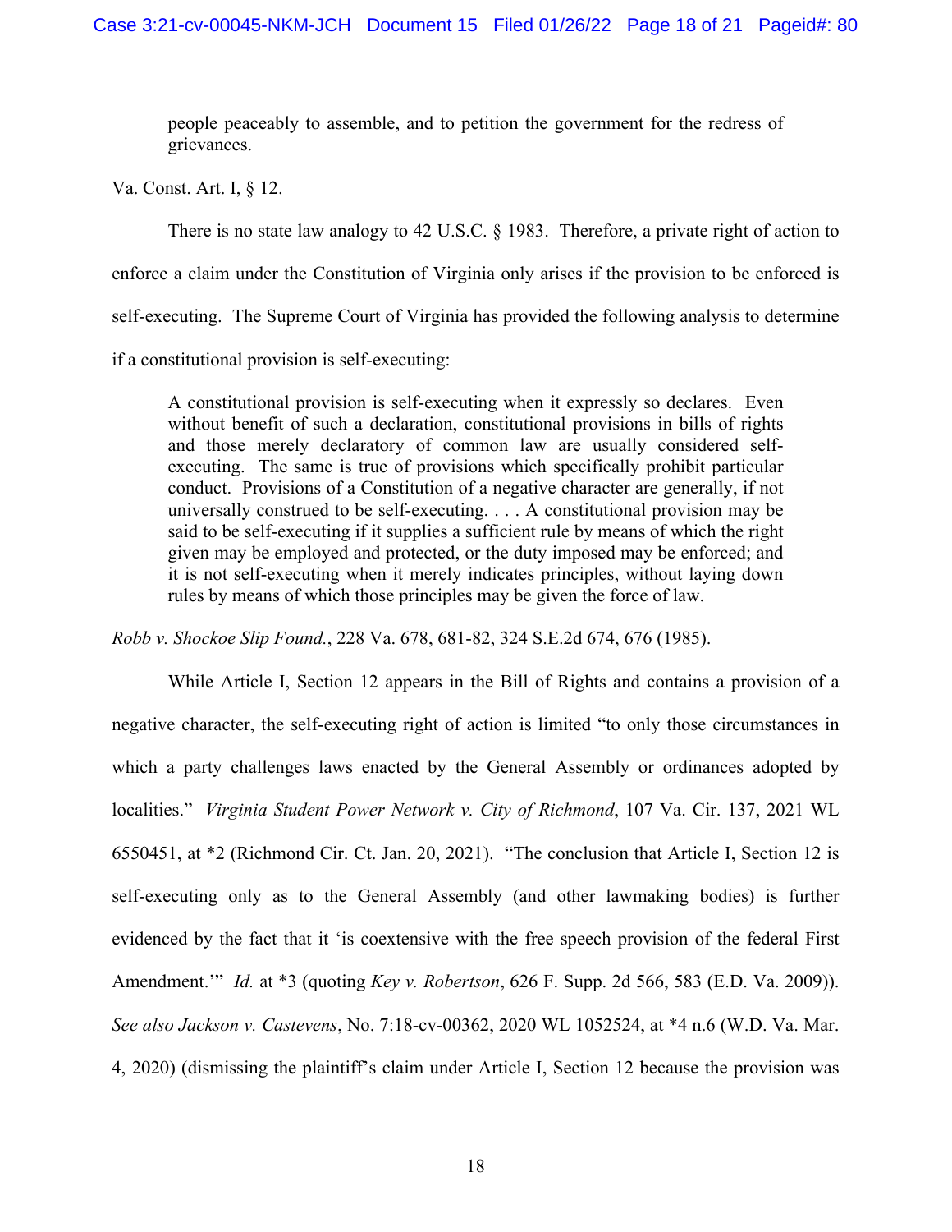> people peaceably to assemble, and to petition the government for the redress of grievances.

Va. Const. Art. I, § 12.

There is no state law analogy to 42 U.S.C. § 1983. Therefore, a private right of action to enforce a claim under the Constitution of Virginia only arises if the provision to be enforced is self-executing. The Supreme Court of Virginia has provided the following analysis to determine if a constitutional provision is self-executing:

> A constitutional provision is self-executing when it expressly so declares. Even without benefit of such a declaration, constitutional provisions in bills of rights and those merely declaratory of common law are usually considered self-executing. The same is true of provisions which specifically prohibit particular conduct. Provisions of a Constitution of a negative character are generally, if not universally construed to be self-executing. . . . A constitutional provision may be said to be self-executing if it supplies a sufficient rule by means of which the right given may be employed and protected, or the duty imposed may be enforced; and it is not self-executing when it merely indicates principles, without laying down rules by means of which those principles may be given the force of law.

*Robb v. Shockoe Slip Found.*, 228 Va. 678, 681-82, 324 S.E.2d 674, 676 (1985).

While Article I, Section 12 appears in the Bill of Rights and contains a provision of a negative character, the self-executing right of action is limited "to only those circumstances in which a party challenges laws enacted by the General Assembly or ordinances adopted by localities." *Virginia Student Power Network v. City of Richmond*, 107 Va. Cir. 137, 2021 WL 6550451, at *2 (Richmond Cir. Ct. Jan. 20, 2021). "The conclusion that Article I, Section 12 is self-executing only as to the General Assembly (and other lawmaking bodies) is further evidenced by the fact that it 'is coextensive with the free speech provision of the federal First Amendment.'" *Id.* at *3 (quoting *Key v. Robertson*, 626 F. Supp. 2d 566, 583 (E.D. Va. 2009)). *See also Jackson v. Castevens*, No. 7:18-cv-00362, 2020 WL 1052524, at *4 n.6 (W.D. Va. Mar. 4, 2020) (dismissing the plaintiff's claim under Article I, Section 12 because the provision was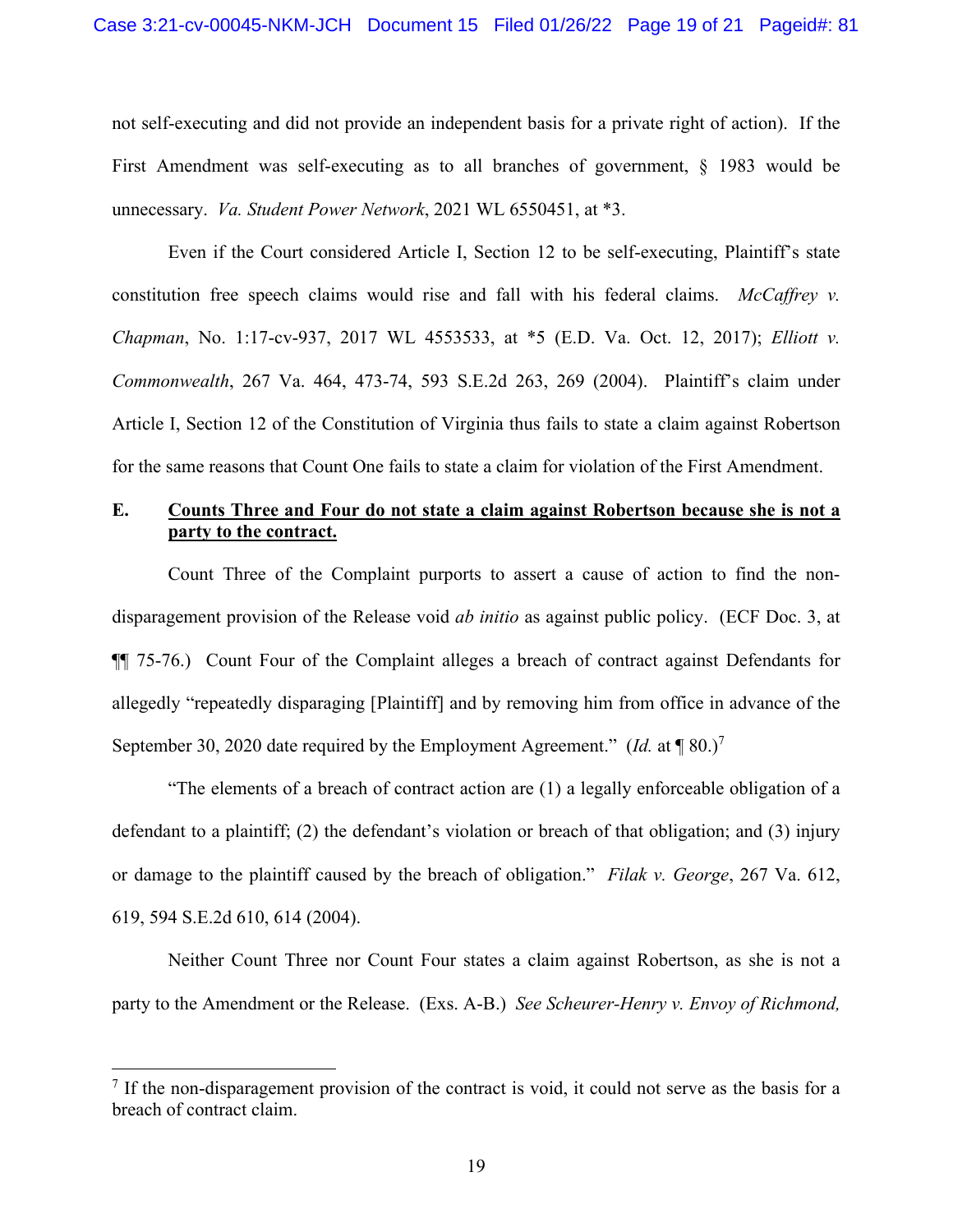not self-executing and did not provide an independent basis for a private right of action). If the First Amendment was self-executing as to all branches of government, § 1983 would be unnecessary. *Va. Student Power Network*, 2021 WL 6550451, at *3.

Even if the Court considered Article I, Section 12 to be self-executing, Plaintiff's state constitution free speech claims would rise and fall with his federal claims. *McCaffrey v. Chapman*, No. 1:17-cv-937, 2017 WL 4553533, at *5 (E.D. Va. Oct. 12, 2017); *Elliott v. Commonwealth*, 267 Va. 464, 473-74, 593 S.E.2d 263, 269 (2004). Plaintiff's claim under Article I, Section 12 of the Constitution of Virginia thus fails to state a claim against Robertson for the same reasons that Count One fails to state a claim for violation of the First Amendment.

### E. <u>Counts Three and Four do not state a claim against Robertson because she is not a party to the contract.</u>

Count Three of the Complaint purports to assert a cause of action to find the non-disparagement provision of the Release void *ab initio* as against public policy. (ECF Doc. 3, at ¶¶ 75-76.) Count Four of the Complaint alleges a breach of contract against Defendants for allegedly "repeatedly disparaging [Plaintiff] and by removing him from office in advance of the September 30, 2020 date required by the Employment Agreement." (*Id.* at ¶ 80.)[7]

"The elements of a breach of contract action are (1) a legally enforceable obligation of a defendant to a plaintiff; (2) the defendant's violation or breach of that obligation; and (3) injury or damage to the plaintiff caused by the breach of obligation." *Filak v. George*, 267 Va. 612, 619, 594 S.E.2d 610, 614 (2004).

Neither Count Three nor Count Four states a claim against Robertson, as she is not a party to the Amendment or the Release. (Exs. A-B.) *See Scheurer-Henry v. Envoy of Richmond,*

---

[7] If the non-disparagement provision of the contract is void, it could not serve as the basis for a breach of contract claim.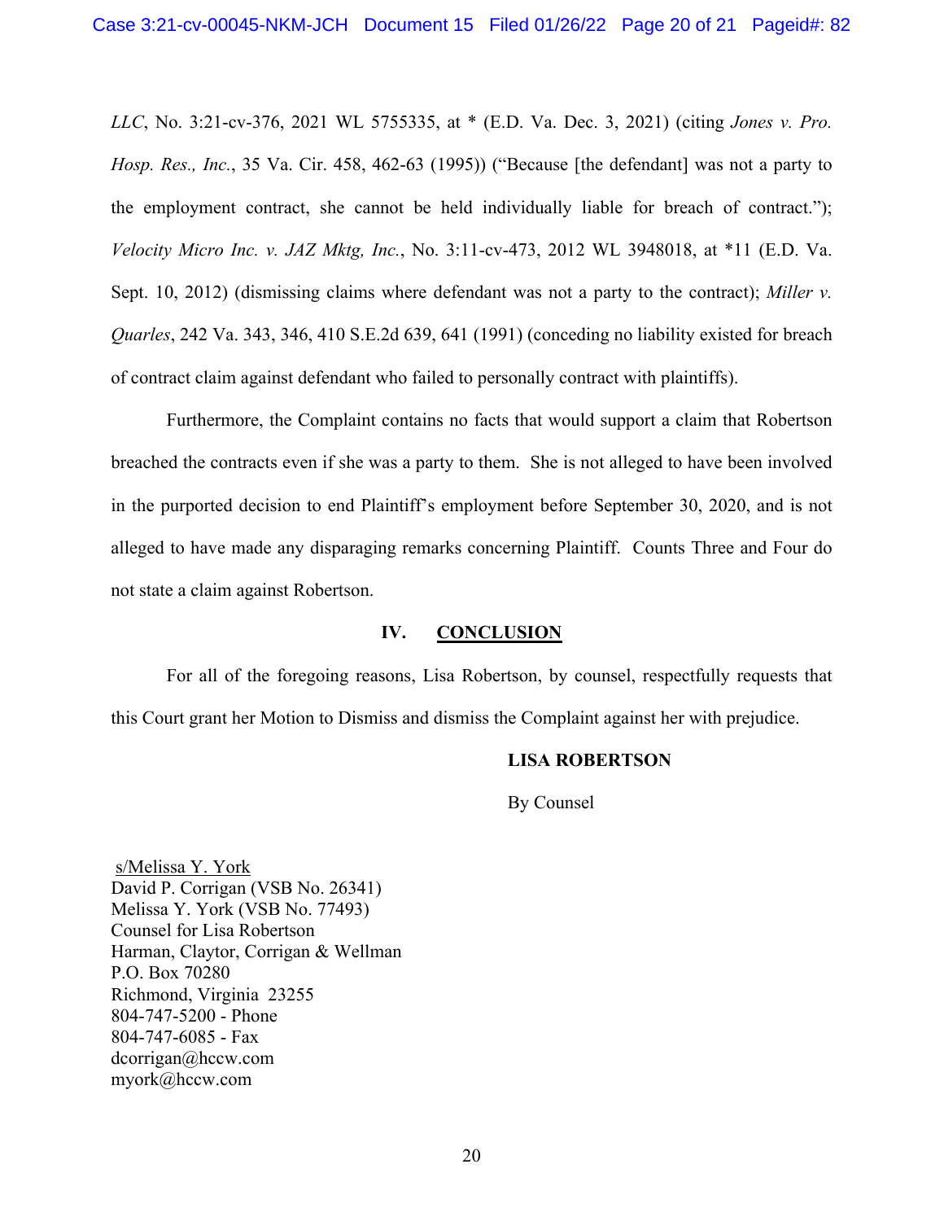*LLC*, No. 3:21-cv-376, 2021 WL 5755335, at * (E.D. Va. Dec. 3, 2021) (citing *Jones v. Pro. Hosp. Res., Inc.*, 35 Va. Cir. 458, 462-63 (1995)) ("Because [the defendant] was not a party to the employment contract, she cannot be held individually liable for breach of contract."); *Velocity Micro Inc. v. JAZ Mktg, Inc.*, No. 3:11-cv-473, 2012 WL 3948018, at *11 (E.D. Va. Sept. 10, 2012) (dismissing claims where defendant was not a party to the contract); *Miller v. Quarles*, 242 Va. 343, 346, 410 S.E.2d 639, 641 (1991) (conceding no liability existed for breach of contract claim against defendant who failed to personally contract with plaintiffs).

Furthermore, the Complaint contains no facts that would support a claim that Robertson breached the contracts even if she was a party to them. She is not alleged to have been involved in the purported decision to end Plaintiff's employment before September 30, 2020, and is not alleged to have made any disparaging remarks concerning Plaintiff. Counts Three and Four do not state a claim against Robertson.

## IV. CONCLUSION

For all of the foregoing reasons, Lisa Robertson, by counsel, respectfully requests that this Court grant her Motion to Dismiss and dismiss the Complaint against her with prejudice.

**LISA ROBERTSON**

By Counsel

s/Melissa Y. York
David P. Corrigan (VSB No. 26341)
Melissa Y. York (VSB No. 77493)
Counsel for Lisa Robertson
Harman, Claytor, Corrigan & Wellman
P.O. Box 70280
Richmond, Virginia 23255
804-747-5200 - Phone
804-747-6085 - Fax
dcorrigan@hccw.com
myork@hccw.com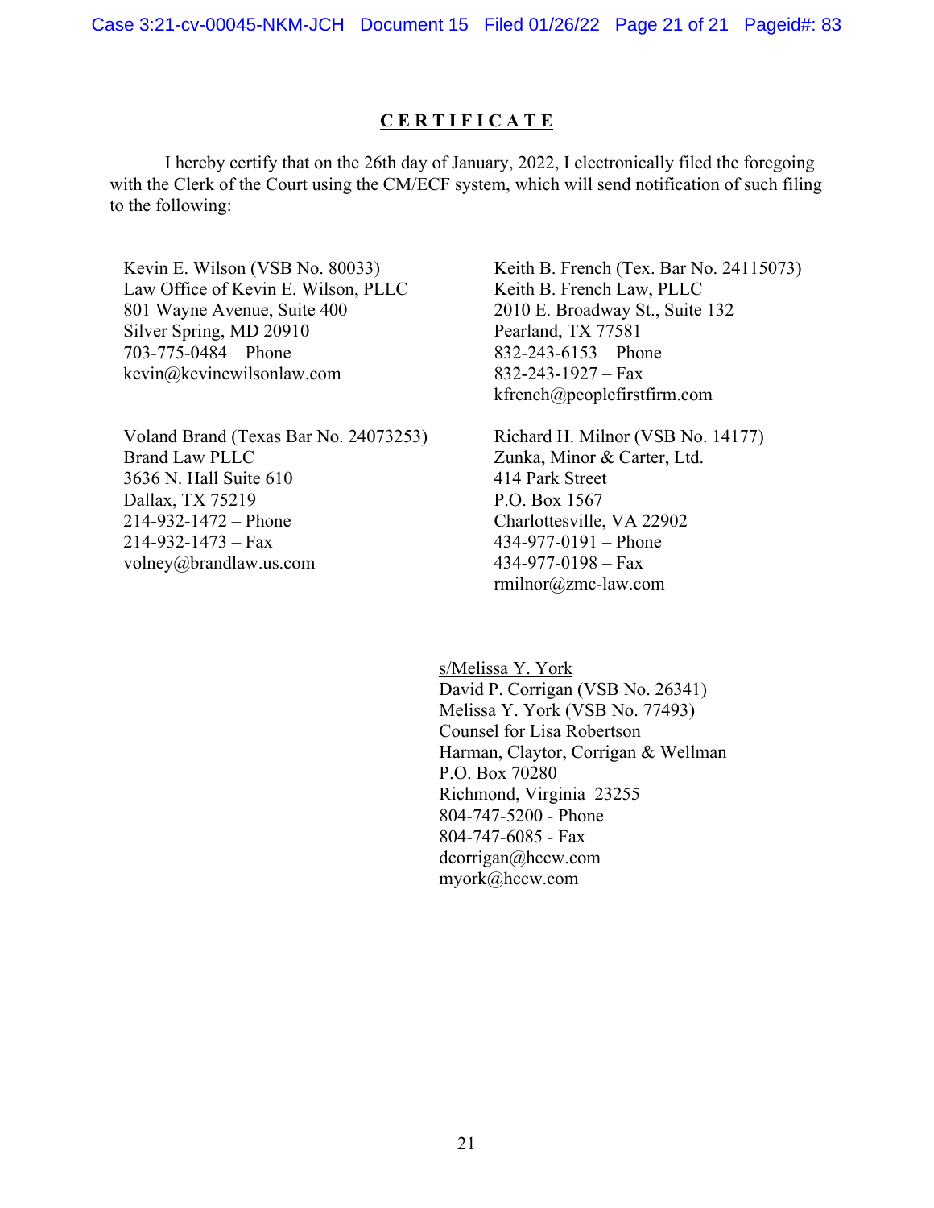## CERTIFICATE

I hereby certify that on the 26th day of January, 2022, I electronically filed the foregoing with the Clerk of the Court using the CM/ECF system, which will send notification of such filing to the following:

Kevin E. Wilson (VSB No. 80033)
Law Office of Kevin E. Wilson, PLLC
801 Wayne Avenue, Suite 400
Silver Spring, MD 20910
703-775-0484 – Phone
kevin@kevinewilsonlaw.com

Keith B. French (Tex. Bar No. 24115073)
Keith B. French Law, PLLC
2010 E. Broadway St., Suite 132
Pearland, TX 77581
832-243-6153 – Phone
832-243-1927 – Fax
kfrench@peoplefirstfirm.com

Voland Brand (Texas Bar No. 24073253)
Brand Law PLLC
3636 N. Hall Suite 610
Dallax, TX 75219
214-932-1472 – Phone
214-932-1473 – Fax
volney@brandlaw.us.com

Richard H. Milnor (VSB No. 14177)
Zunka, Minor & Carter, Ltd.
414 Park Street
P.O. Box 1567
Charlottesville, VA 22902
434-977-0191 – Phone
434-977-0198 – Fax
rmilnor@zmc-law.com

s/Melissa Y. York
David P. Corrigan (VSB No. 26341)
Melissa Y. York (VSB No. 77493)
Counsel for Lisa Robertson
Harman, Claytor, Corrigan & Wellman
P.O. Box 70280
Richmond, Virginia 23255
804-747-5200 - Phone
804-747-6085 - Fax
dcorrigan@hccw.com
myork@hccw.com